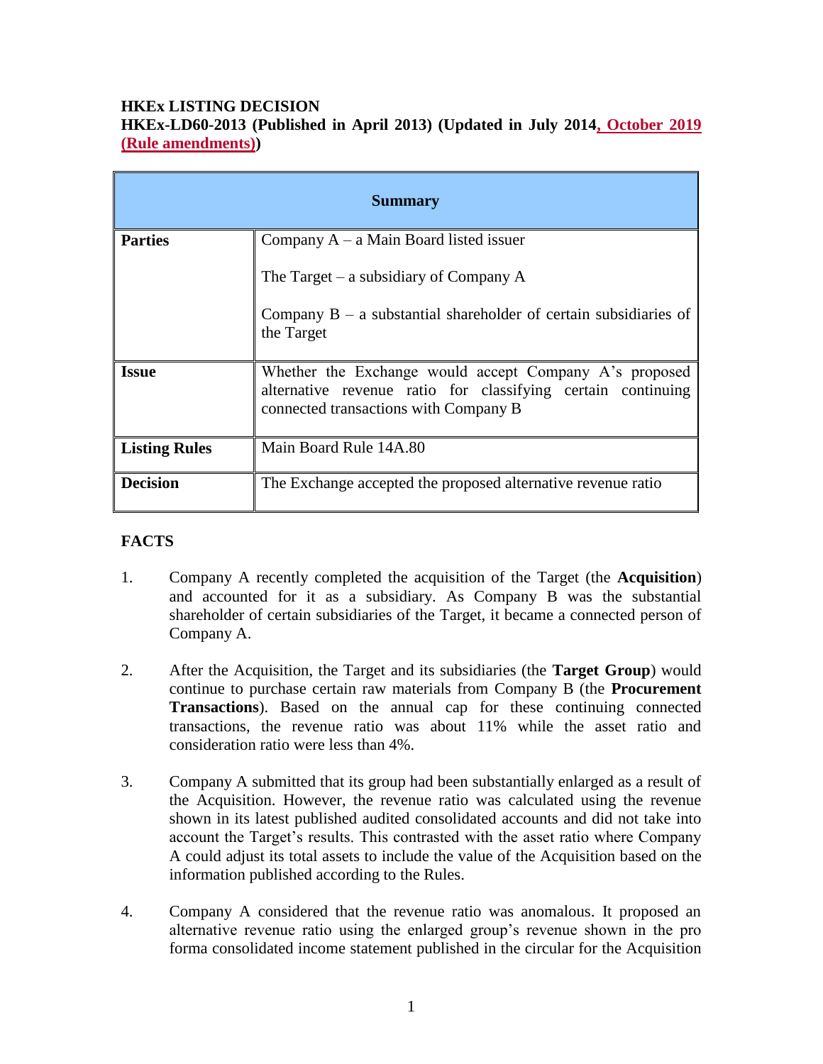**HKEx LISTING DECISION**

**HKEx-LD60-2013 (Published in April 2013) (Updated in July 2014, October 2019 (Rule amendments))**

| **Summary** | |
|---|---|
| **Parties** | Company A – a Main Board listed issuer<br><br>The Target – a subsidiary of Company A<br><br>Company B – a substantial shareholder of certain subsidiaries of the Target |
| **Issue** | Whether the Exchange would accept Company A's proposed alternative revenue ratio for classifying certain continuing connected transactions with Company B |
| **Listing Rules** | Main Board Rule 14A.80 |
| **Decision** | The Exchange accepted the proposed alternative revenue ratio |

**FACTS**

1. Company A recently completed the acquisition of the Target (the **Acquisition**) and accounted for it as a subsidiary. As Company B was the substantial shareholder of certain subsidiaries of the Target, it became a connected person of Company A.

2. After the Acquisition, the Target and its subsidiaries (the **Target Group**) would continue to purchase certain raw materials from Company B (the **Procurement Transactions**). Based on the annual cap for these continuing connected transactions, the revenue ratio was about 11% while the asset ratio and consideration ratio were less than 4%.

3. Company A submitted that its group had been substantially enlarged as a result of the Acquisition. However, the revenue ratio was calculated using the revenue shown in its latest published audited consolidated accounts and did not take into account the Target's results. This contrasted with the asset ratio where Company A could adjust its total assets to include the value of the Acquisition based on the information published according to the Rules.

4. Company A considered that the revenue ratio was anomalous. It proposed an alternative revenue ratio using the enlarged group's revenue shown in the pro forma consolidated income statement published in the circular for the Acquisition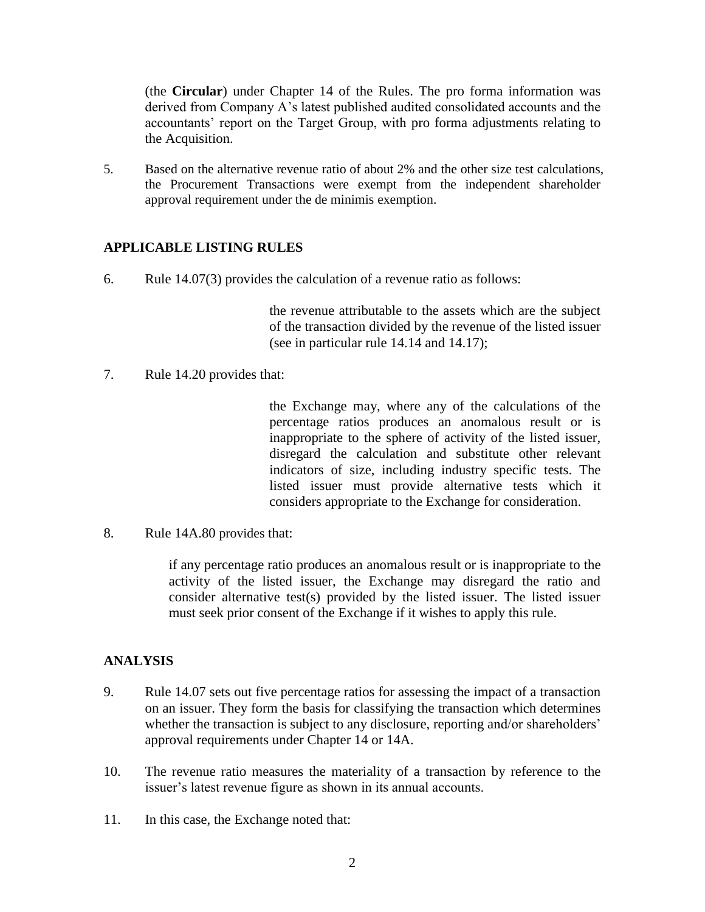(the **Circular**) under Chapter 14 of the Rules. The pro forma information was derived from Company A's latest published audited consolidated accounts and the accountants' report on the Target Group, with pro forma adjustments relating to the Acquisition.

5. Based on the alternative revenue ratio of about 2% and the other size test calculations, the Procurement Transactions were exempt from the independent shareholder approval requirement under the de minimis exemption.

## APPLICABLE LISTING RULES

6. Rule 14.07(3) provides the calculation of a revenue ratio as follows:

> the revenue attributable to the assets which are the subject of the transaction divided by the revenue of the listed issuer (see in particular rule 14.14 and 14.17);

7. Rule 14.20 provides that:

> the Exchange may, where any of the calculations of the percentage ratios produces an anomalous result or is inappropriate to the sphere of activity of the listed issuer, disregard the calculation and substitute other relevant indicators of size, including industry specific tests. The listed issuer must provide alternative tests which it considers appropriate to the Exchange for consideration.

8. Rule 14A.80 provides that:

> if any percentage ratio produces an anomalous result or is inappropriate to the activity of the listed issuer, the Exchange may disregard the ratio and consider alternative test(s) provided by the listed issuer. The listed issuer must seek prior consent of the Exchange if it wishes to apply this rule.

## ANALYSIS

9. Rule 14.07 sets out five percentage ratios for assessing the impact of a transaction on an issuer. They form the basis for classifying the transaction which determines whether the transaction is subject to any disclosure, reporting and/or shareholders' approval requirements under Chapter 14 or 14A.

10. The revenue ratio measures the materiality of a transaction by reference to the issuer's latest revenue figure as shown in its annual accounts.

11. In this case, the Exchange noted that: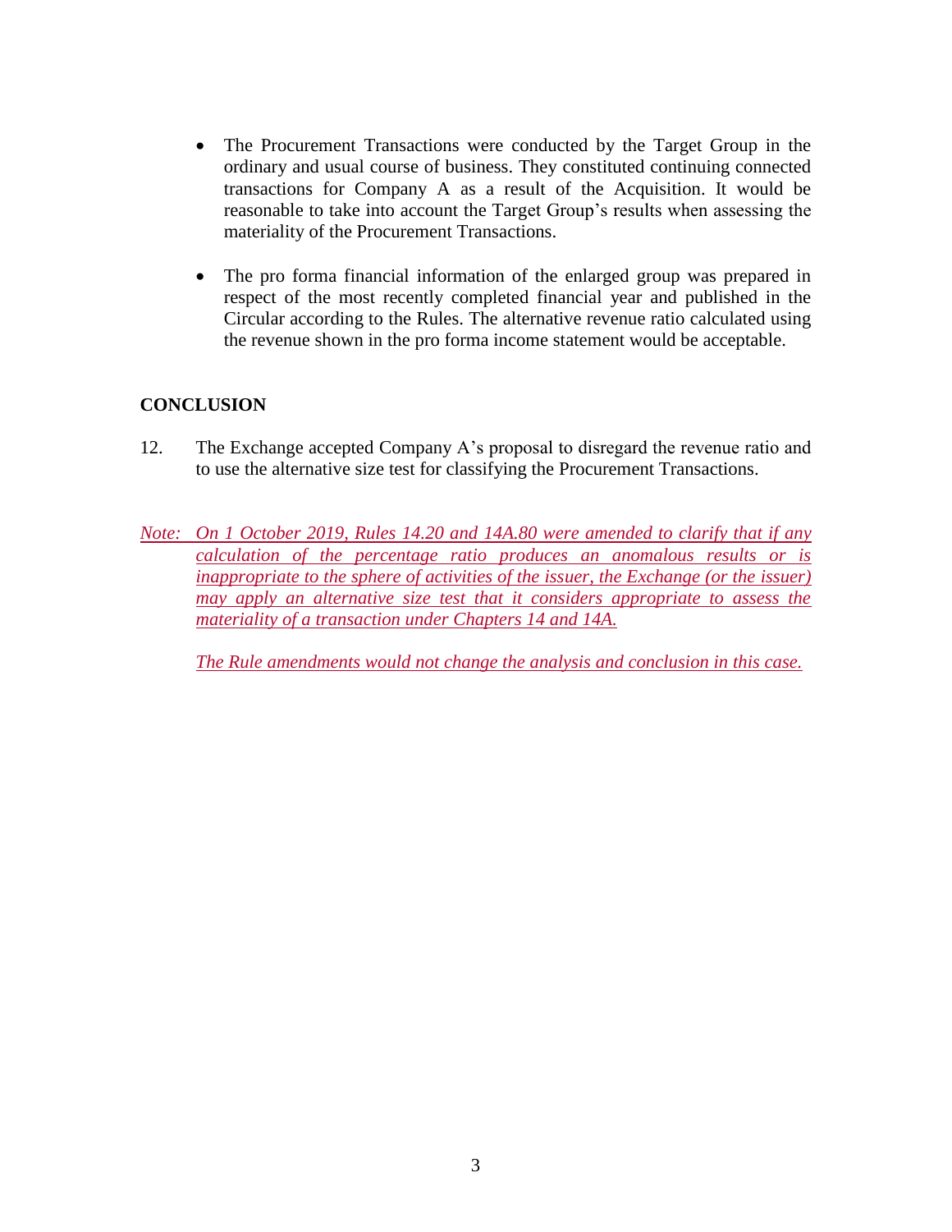- The Procurement Transactions were conducted by the Target Group in the ordinary and usual course of business. They constituted continuing connected transactions for Company A as a result of the Acquisition. It would be reasonable to take into account the Target Group's results when assessing the materiality of the Procurement Transactions.

- The pro forma financial information of the enlarged group was prepared in respect of the most recently completed financial year and published in the Circular according to the Rules. The alternative revenue ratio calculated using the revenue shown in the pro forma income statement would be acceptable.

**CONCLUSION**

12. The Exchange accepted Company A's proposal to disregard the revenue ratio and to use the alternative size test for classifying the Procurement Transactions.

*Note: On 1 October 2019, Rules 14.20 and 14A.80 were amended to clarify that if any calculation of the percentage ratio produces an anomalous results or is inappropriate to the sphere of activities of the issuer, the Exchange (or the issuer) may apply an alternative size test that it considers appropriate to assess the materiality of a transaction under Chapters 14 and 14A.*

*The Rule amendments would not change the analysis and conclusion in this case.*